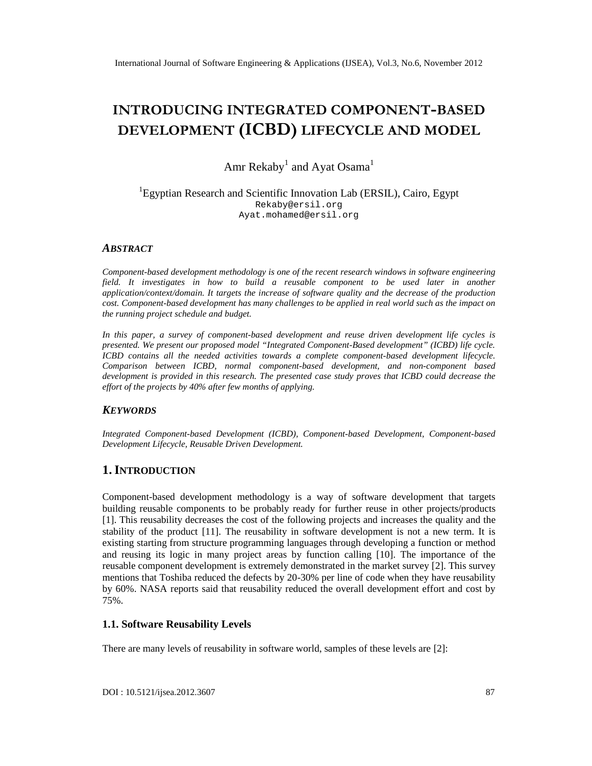# INTRODUCING INTEGRATED COMPONENT-BASED DEVELOPMENT (ICBD) LIFECYCLE AND MODEL

Amr Rekaby[1] and Ayat Osama[1]

[1]Egyptian Research and Scientific Innovation Lab (ERSIL), Cairo, Egypt
Rekaby@ersil.org
Ayat.mohamed@ersil.org

### ABSTRACT

*Component-based development methodology is one of the recent research windows in software engineering field. It investigates in how to build a reusable component to be used later in another application/context/domain. It targets the increase of software quality and the decrease of the production cost. Component-based development has many challenges to be applied in real world such as the impact on the running project schedule and budget.*

*In this paper, a survey of component-based development and reuse driven development life cycles is presented. We present our proposed model "Integrated Component-Based development" (ICBD) life cycle. ICBD contains all the needed activities towards a complete component-based development lifecycle. Comparison between ICBD, normal component-based development, and non-component based development is provided in this research. The presented case study proves that ICBD could decrease the effort of the projects by 40% after few months of applying.*

### KEYWORDS

*Integrated Component-based Development (ICBD), Component-based Development, Component-based Development Lifecycle, Reusable Driven Development.*

## 1. INTRODUCTION

Component-based development methodology is a way of software development that targets building reusable components to be probably ready for further reuse in other projects/products [1]. This reusability decreases the cost of the following projects and increases the quality and the stability of the product [11]. The reusability in software development is not a new term. It is existing starting from structure programming languages through developing a function or method and reusing its logic in many project areas by function calling [10]. The importance of the reusable component development is extremely demonstrated in the market survey [2]. This survey mentions that Toshiba reduced the defects by 20-30% per line of code when they have reusability by 60%. NASA reports said that reusability reduced the overall development effort and cost by 75%.

### 1.1. Software Reusability Levels

There are many levels of reusability in software world, samples of these levels are [2]: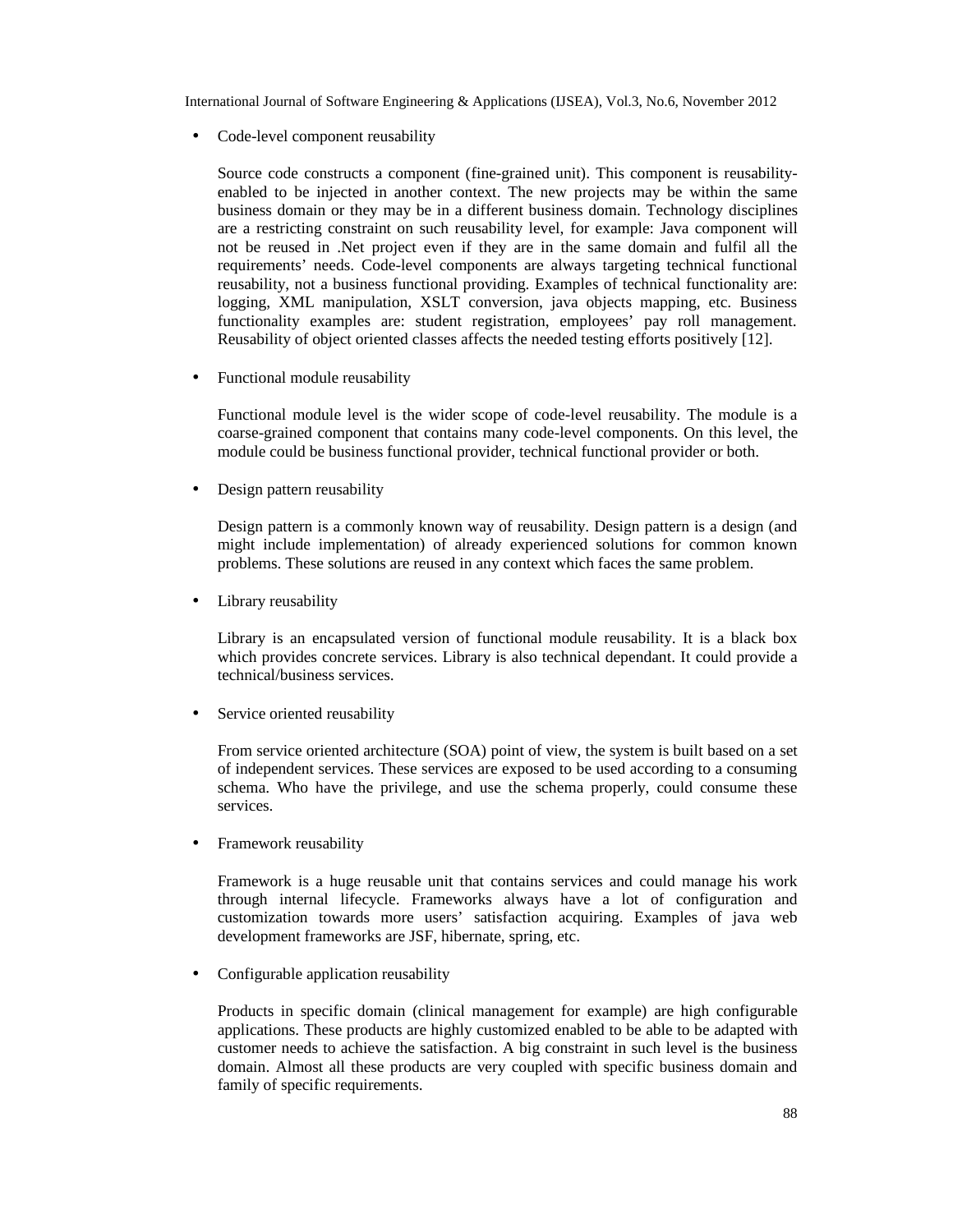- Code-level component reusability

  Source code constructs a component (fine-grained unit). This component is reusability-enabled to be injected in another context. The new projects may be within the same business domain or they may be in a different business domain. Technology disciplines are a restricting constraint on such reusability level, for example: Java component will not be reused in .Net project even if they are in the same domain and fulfil all the requirements' needs. Code-level components are always targeting technical functional reusability, not a business functional providing. Examples of technical functionality are: logging, XML manipulation, XSLT conversion, java objects mapping, etc. Business functionality examples are: student registration, employees' pay roll management. Reusability of object oriented classes affects the needed testing efforts positively [12].

- Functional module reusability

  Functional module level is the wider scope of code-level reusability. The module is a coarse-grained component that contains many code-level components. On this level, the module could be business functional provider, technical functional provider or both.

- Design pattern reusability

  Design pattern is a commonly known way of reusability. Design pattern is a design (and might include implementation) of already experienced solutions for common known problems. These solutions are reused in any context which faces the same problem.

- Library reusability

  Library is an encapsulated version of functional module reusability. It is a black box which provides concrete services. Library is also technical dependant. It could provide a technical/business services.

- Service oriented reusability

  From service oriented architecture (SOA) point of view, the system is built based on a set of independent services. These services are exposed to be used according to a consuming schema. Who have the privilege, and use the schema properly, could consume these services.

- Framework reusability

  Framework is a huge reusable unit that contains services and could manage his work through internal lifecycle. Frameworks always have a lot of configuration and customization towards more users' satisfaction acquiring. Examples of java web development frameworks are JSF, hibernate, spring, etc.

- Configurable application reusability

  Products in specific domain (clinical management for example) are high configurable applications. These products are highly customized enabled to be able to be adapted with customer needs to achieve the satisfaction. A big constraint in such level is the business domain. Almost all these products are very coupled with specific business domain and family of specific requirements.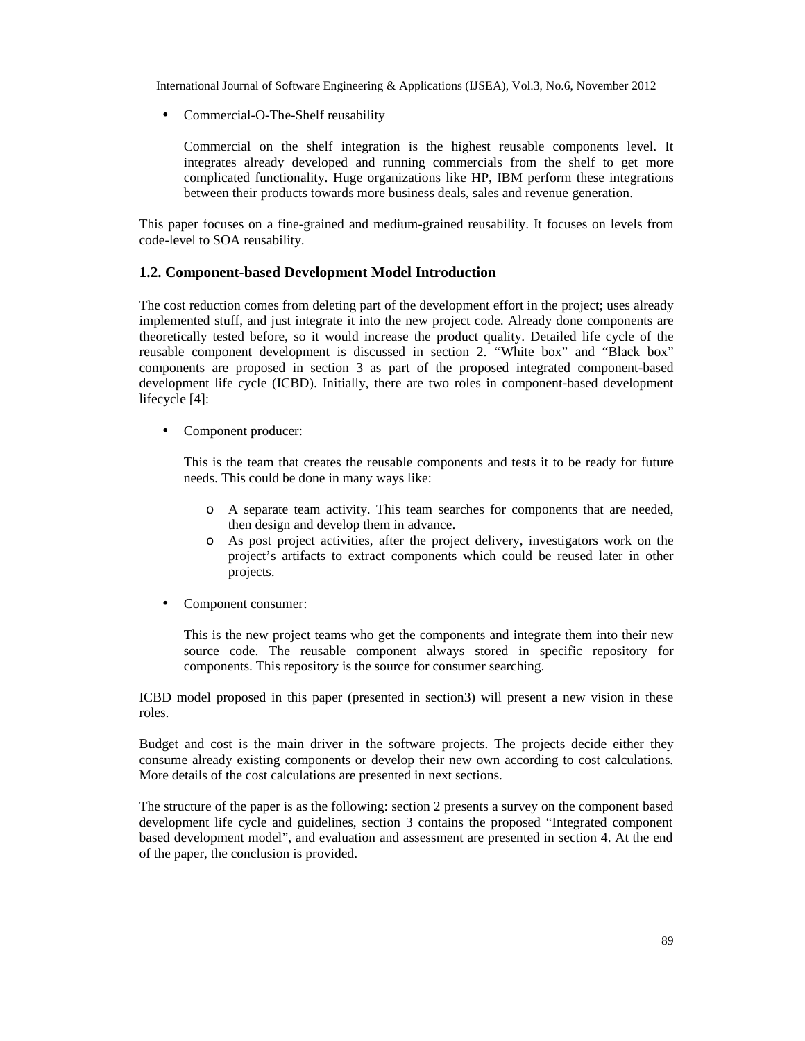- Commercial-O-The-Shelf reusability

  Commercial on the shelf integration is the highest reusable components level. It integrates already developed and running commercials from the shelf to get more complicated functionality. Huge organizations like HP, IBM perform these integrations between their products towards more business deals, sales and revenue generation.

This paper focuses on a fine-grained and medium-grained reusability. It focuses on levels from code-level to SOA reusability.

### 1.2. Component-based Development Model Introduction

The cost reduction comes from deleting part of the development effort in the project; uses already implemented stuff, and just integrate it into the new project code. Already done components are theoretically tested before, so it would increase the product quality. Detailed life cycle of the reusable component development is discussed in section 2. "White box" and "Black box" components are proposed in section 3 as part of the proposed integrated component-based development life cycle (ICBD). Initially, there are two roles in component-based development lifecycle [4]:

- Component producer:

  This is the team that creates the reusable components and tests it to be ready for future needs. This could be done in many ways like:

  - A separate team activity. This team searches for components that are needed, then design and develop them in advance.
  - As post project activities, after the project delivery, investigators work on the project's artifacts to extract components which could be reused later in other projects.

- Component consumer:

  This is the new project teams who get the components and integrate them into their new source code. The reusable component always stored in specific repository for components. This repository is the source for consumer searching.

ICBD model proposed in this paper (presented in section3) will present a new vision in these roles.

Budget and cost is the main driver in the software projects. The projects decide either they consume already existing components or develop their new own according to cost calculations. More details of the cost calculations are presented in next sections.

The structure of the paper is as the following: section 2 presents a survey on the component based development life cycle and guidelines, section 3 contains the proposed "Integrated component based development model", and evaluation and assessment are presented in section 4. At the end of the paper, the conclusion is provided.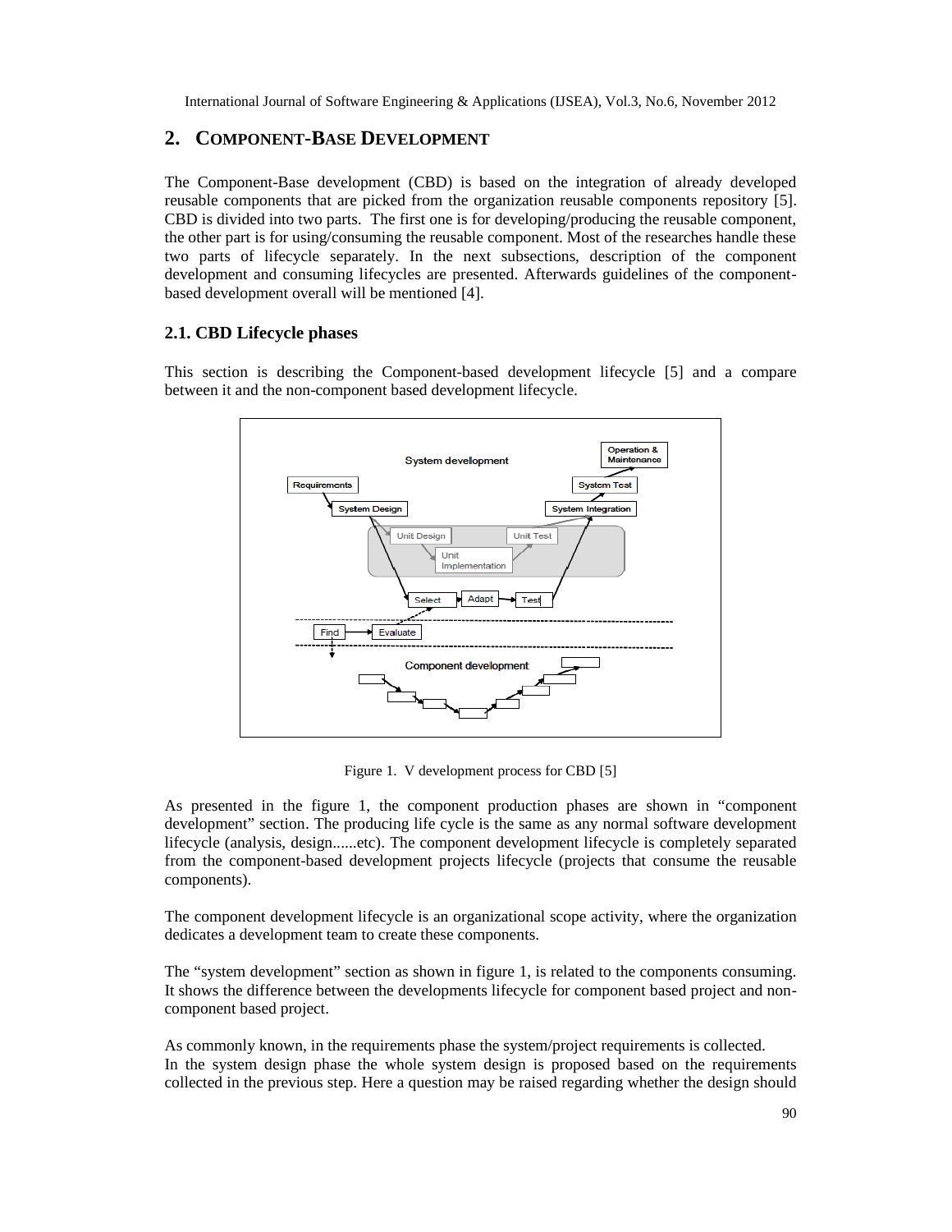## 2. Component-Base Development

The Component-Base development (CBD) is based on the integration of already developed reusable components that are picked from the organization reusable components repository [5]. CBD is divided into two parts. The first one is for developing/producing the reusable component, the other part is for using/consuming the reusable component. Most of the researches handle these two parts of lifecycle separately. In the next subsections, description of the component development and consuming lifecycles are presented. Afterwards guidelines of the component-based development overall will be mentioned [4].

### 2.1. CBD Lifecycle phases

This section is describing the Component-based development lifecycle [5] and a compare between it and the non-component based development lifecycle.

Figure 1. V development process for CBD [5]

As presented in the figure 1, the component production phases are shown in "component development" section. The producing life cycle is the same as any normal software development lifecycle (analysis, design......etc). The component development lifecycle is completely separated from the component-based development projects lifecycle (projects that consume the reusable components).

The component development lifecycle is an organizational scope activity, where the organization dedicates a development team to create these components.

The "system development" section as shown in figure 1, is related to the components consuming. It shows the difference between the developments lifecycle for component based project and non-component based project.

As commonly known, in the requirements phase the system/project requirements is collected.
In the system design phase the whole system design is proposed based on the requirements collected in the previous step. Here a question may be raised regarding whether the design should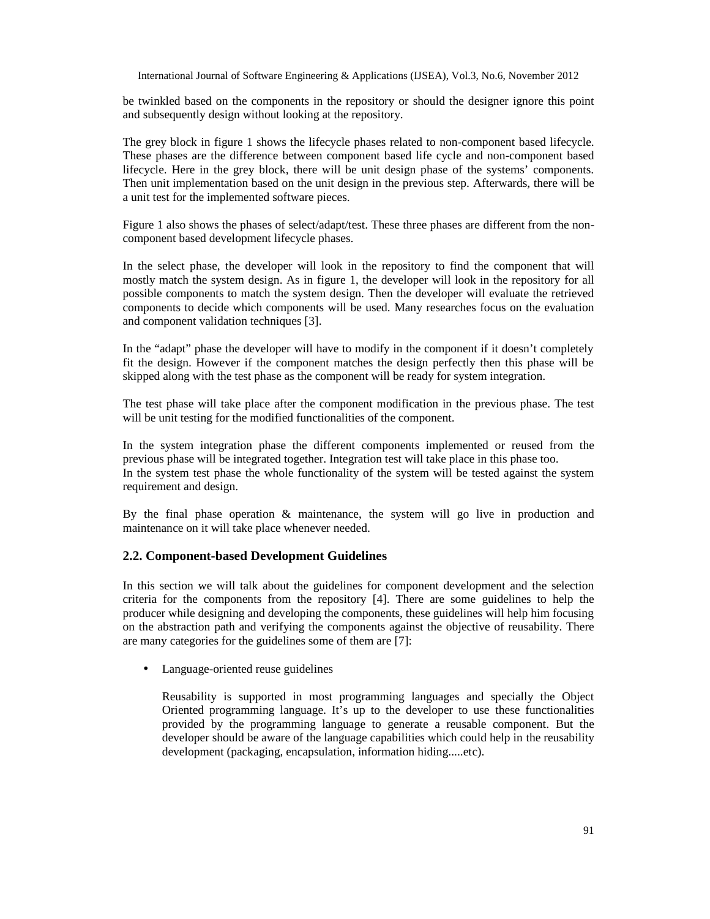be twinkled based on the components in the repository or should the designer ignore this point and subsequently design without looking at the repository.

The grey block in figure 1 shows the lifecycle phases related to non-component based lifecycle. These phases are the difference between component based life cycle and non-component based lifecycle. Here in the grey block, there will be unit design phase of the systems' components. Then unit implementation based on the unit design in the previous step. Afterwards, there will be a unit test for the implemented software pieces.

Figure 1 also shows the phases of select/adapt/test. These three phases are different from the non-component based development lifecycle phases.

In the select phase, the developer will look in the repository to find the component that will mostly match the system design. As in figure 1, the developer will look in the repository for all possible components to match the system design. Then the developer will evaluate the retrieved components to decide which components will be used. Many researches focus on the evaluation and component validation techniques [3].

In the "adapt" phase the developer will have to modify in the component if it doesn't completely fit the design. However if the component matches the design perfectly then this phase will be skipped along with the test phase as the component will be ready for system integration.

The test phase will take place after the component modification in the previous phase. The test will be unit testing for the modified functionalities of the component.

In the system integration phase the different components implemented or reused from the previous phase will be integrated together. Integration test will take place in this phase too.
In the system test phase the whole functionality of the system will be tested against the system requirement and design.

By the final phase operation & maintenance, the system will go live in production and maintenance on it will take place whenever needed.

## 2.2. Component-based Development Guidelines

In this section we will talk about the guidelines for component development and the selection criteria for the components from the repository [4]. There are some guidelines to help the producer while designing and developing the components, these guidelines will help him focusing on the abstraction path and verifying the components against the objective of reusability. There are many categories for the guidelines some of them are [7]:

- Language-oriented reuse guidelines

  Reusability is supported in most programming languages and specially the Object Oriented programming language. It's up to the developer to use these functionalities provided by the programming language to generate a reusable component. But the developer should be aware of the language capabilities which could help in the reusability development (packaging, encapsulation, information hiding.....etc).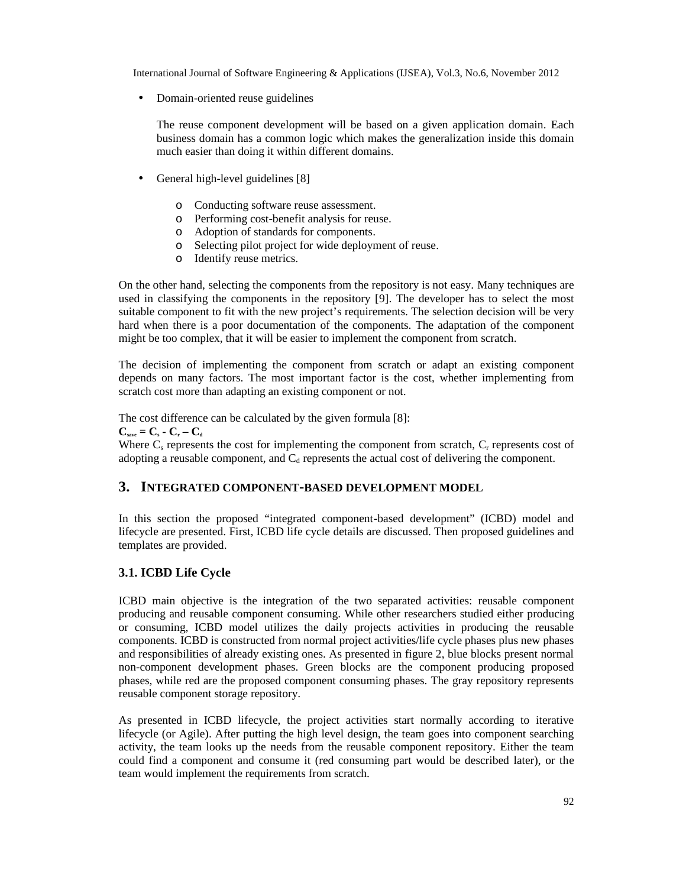- Domain-oriented reuse guidelines

  The reuse component development will be based on a given application domain. Each business domain has a common logic which makes the generalization inside this domain much easier than doing it within different domains.

- General high-level guidelines [8]

  - Conducting software reuse assessment.
  - Performing cost-benefit analysis for reuse.
  - Adoption of standards for components.
  - Selecting pilot project for wide deployment of reuse.
  - Identify reuse metrics.

On the other hand, selecting the components from the repository is not easy. Many techniques are used in classifying the components in the repository [9]. The developer has to select the most suitable component to fit with the new project's requirements. The selection decision will be very hard when there is a poor documentation of the components. The adaptation of the component might be too complex, that it will be easier to implement the component from scratch.

The decision of implementing the component from scratch or adapt an existing component depends on many factors. The most important factor is the cost, whether implementing from scratch cost more than adapting an existing component or not.

The cost difference can be calculated by the given formula [8]:

$$\mathbf{C_{save} = C_s - C_r - C_d}$$

Where $C_s$ represents the cost for implementing the component from scratch, $C_r$ represents cost of adopting a reusable component, and $C_d$ represents the actual cost of delivering the component.

## 3. INTEGRATED COMPONENT-BASED DEVELOPMENT MODEL

In this section the proposed "integrated component-based development" (ICBD) model and lifecycle are presented. First, ICBD life cycle details are discussed. Then proposed guidelines and templates are provided.

### 3.1. ICBD Life Cycle

ICBD main objective is the integration of the two separated activities: reusable component producing and reusable component consuming. While other researchers studied either producing or consuming, ICBD model utilizes the daily projects activities in producing the reusable components. ICBD is constructed from normal project activities/life cycle phases plus new phases and responsibilities of already existing ones. As presented in figure 2, blue blocks present normal non-component development phases. Green blocks are the component producing proposed phases, while red are the proposed component consuming phases. The gray repository represents reusable component storage repository.

As presented in ICBD lifecycle, the project activities start normally according to iterative lifecycle (or Agile). After putting the high level design, the team goes into component searching activity, the team looks up the needs from the reusable component repository. Either the team could find a component and consume it (red consuming part would be described later), or the team would implement the requirements from scratch.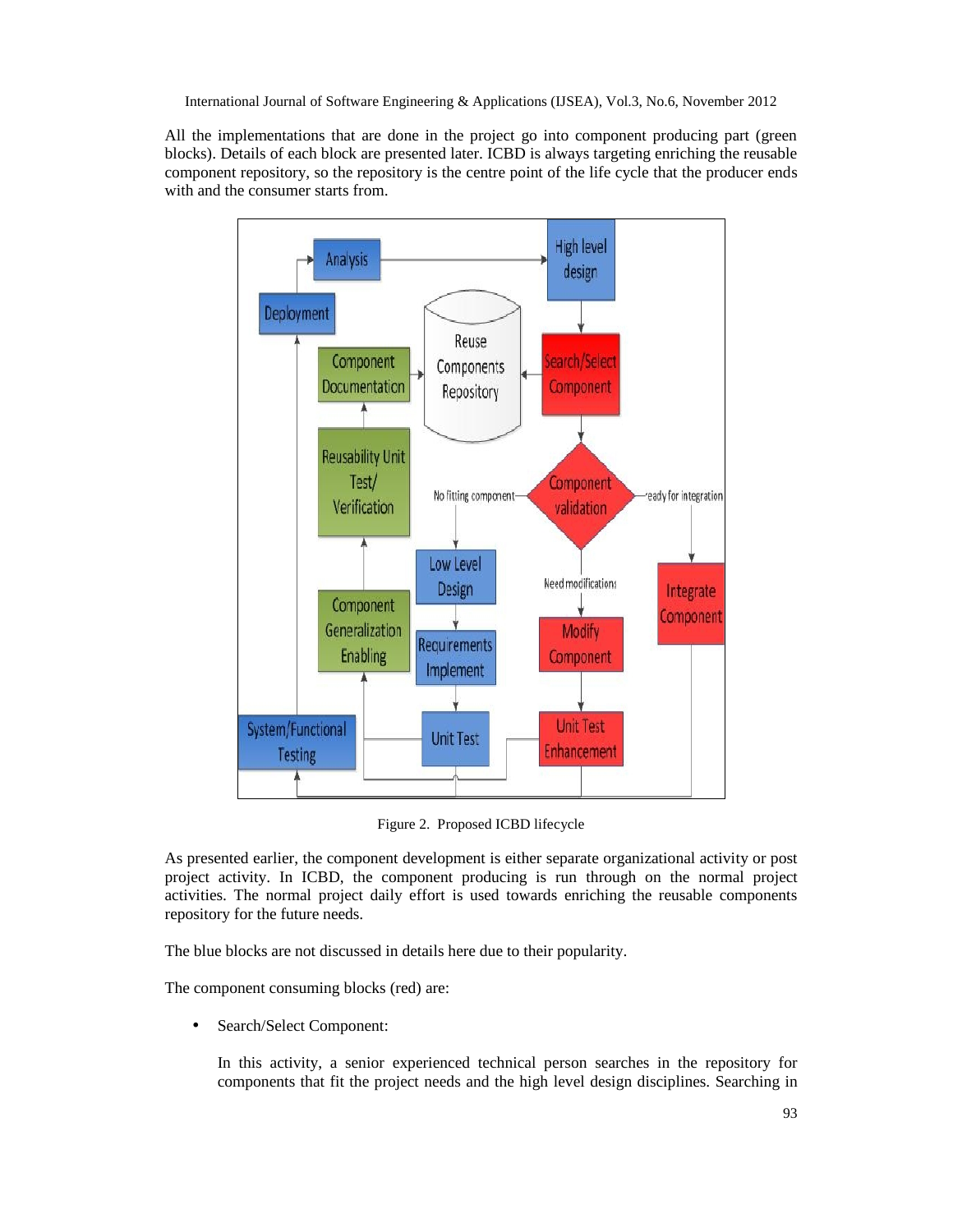All the implementations that are done in the project go into component producing part (green blocks). Details of each block are presented later. ICBD is always targeting enriching the reusable component repository, so the repository is the centre point of the life cycle that the producer ends with and the consumer starts from.

Figure 2. Proposed ICBD lifecycle

As presented earlier, the component development is either separate organizational activity or post project activity. In ICBD, the component producing is run through on the normal project activities. The normal project daily effort is used towards enriching the reusable components repository for the future needs.

The blue blocks are not discussed in details here due to their popularity.

The component consuming blocks (red) are:

- Search/Select Component:

  In this activity, a senior experienced technical person searches in the repository for components that fit the project needs and the high level design disciplines. Searching in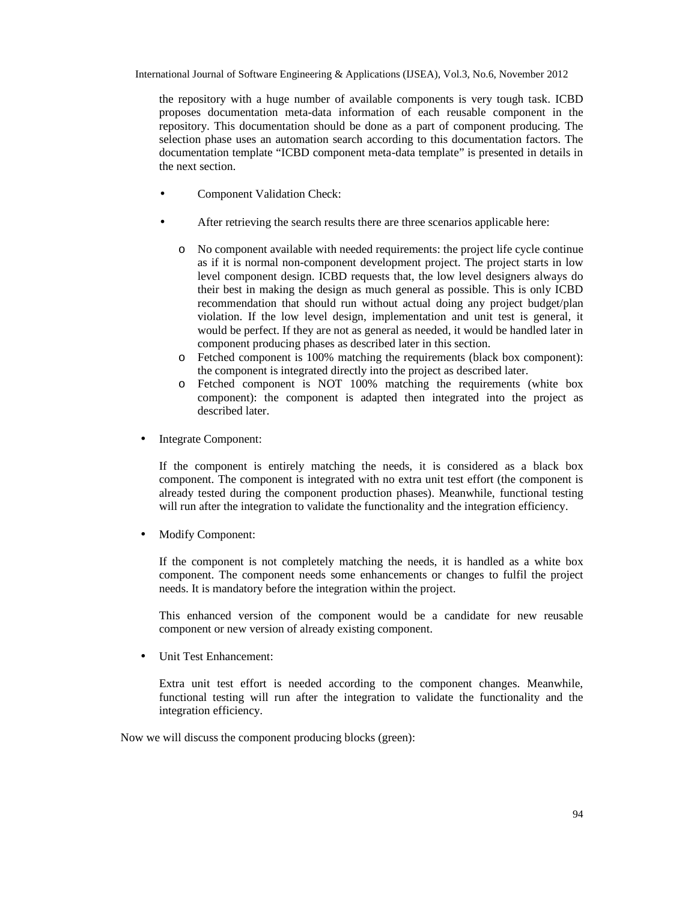the repository with a huge number of available components is very tough task. ICBD proposes documentation meta-data information of each reusable component in the repository. This documentation should be done as a part of component producing. The selection phase uses an automation search according to this documentation factors. The documentation template "ICBD component meta-data template" is presented in details in the next section.

- Component Validation Check:
- After retrieving the search results there are three scenarios applicable here:
  - No component available with needed requirements: the project life cycle continue as if it is normal non-component development project. The project starts in low level component design. ICBD requests that, the low level designers always do their best in making the design as much general as possible. This is only ICBD recommendation that should run without actual doing any project budget/plan violation. If the low level design, implementation and unit test is general, it would be perfect. If they are not as general as needed, it would be handled later in component producing phases as described later in this section.
  - Fetched component is 100% matching the requirements (black box component): the component is integrated directly into the project as described later.
  - Fetched component is NOT 100% matching the requirements (white box component): the component is adapted then integrated into the project as described later.

- Integrate Component:

  If the component is entirely matching the needs, it is considered as a black box component. The component is integrated with no extra unit test effort (the component is already tested during the component production phases). Meanwhile, functional testing will run after the integration to validate the functionality and the integration efficiency.

- Modify Component:

  If the component is not completely matching the needs, it is handled as a white box component. The component needs some enhancements or changes to fulfil the project needs. It is mandatory before the integration within the project.

  This enhanced version of the component would be a candidate for new reusable component or new version of already existing component.

- Unit Test Enhancement:

  Extra unit test effort is needed according to the component changes. Meanwhile, functional testing will run after the integration to validate the functionality and the integration efficiency.

Now we will discuss the component producing blocks (green):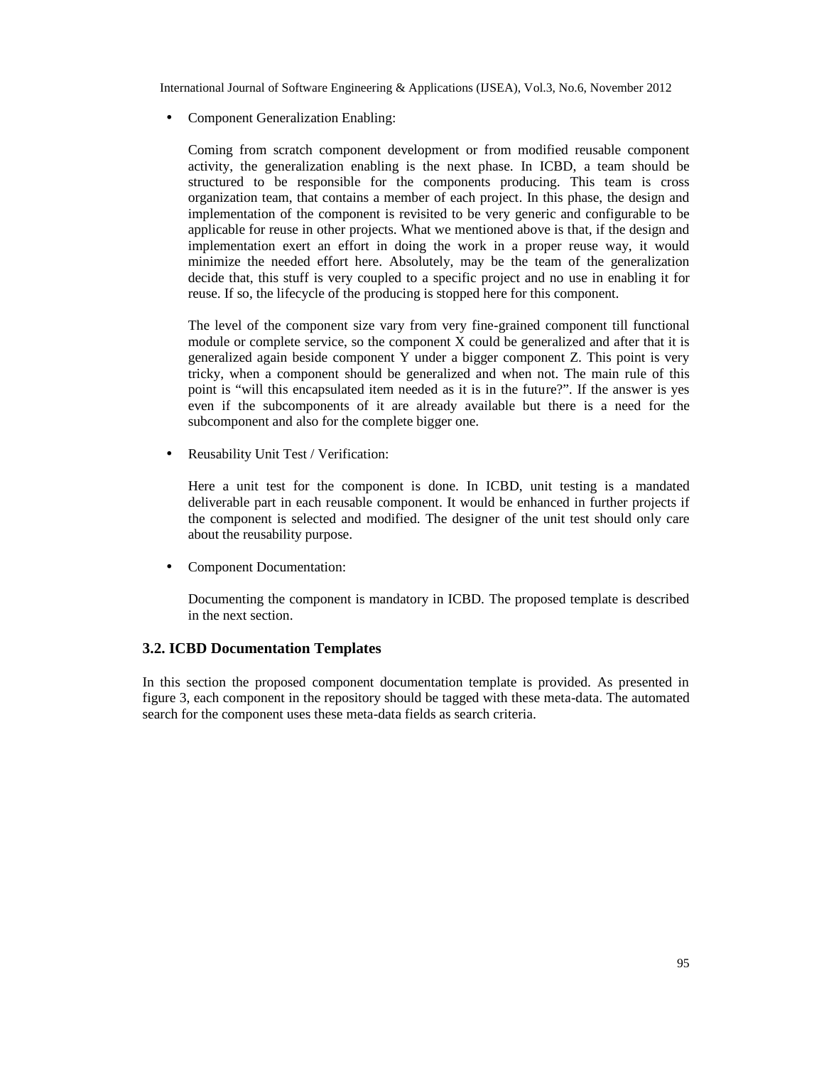- Component Generalization Enabling:

  Coming from scratch component development or from modified reusable component activity, the generalization enabling is the next phase. In ICBD, a team should be structured to be responsible for the components producing. This team is cross organization team, that contains a member of each project. In this phase, the design and implementation of the component is revisited to be very generic and configurable to be applicable for reuse in other projects. What we mentioned above is that, if the design and implementation exert an effort in doing the work in a proper reuse way, it would minimize the needed effort here. Absolutely, may be the team of the generalization decide that, this stuff is very coupled to a specific project and no use in enabling it for reuse. If so, the lifecycle of the producing is stopped here for this component.

  The level of the component size vary from very fine-grained component till functional module or complete service, so the component X could be generalized and after that it is generalized again beside component Y under a bigger component Z. This point is very tricky, when a component should be generalized and when not. The main rule of this point is "will this encapsulated item needed as it is in the future?". If the answer is yes even if the subcomponents of it are already available but there is a need for the subcomponent and also for the complete bigger one.

- Reusability Unit Test / Verification:

  Here a unit test for the component is done. In ICBD, unit testing is a mandated deliverable part in each reusable component. It would be enhanced in further projects if the component is selected and modified. The designer of the unit test should only care about the reusability purpose.

- Component Documentation:

  Documenting the component is mandatory in ICBD. The proposed template is described in the next section.

### 3.2. ICBD Documentation Templates

In this section the proposed component documentation template is provided. As presented in figure 3, each component in the repository should be tagged with these meta-data. The automated search for the component uses these meta-data fields as search criteria.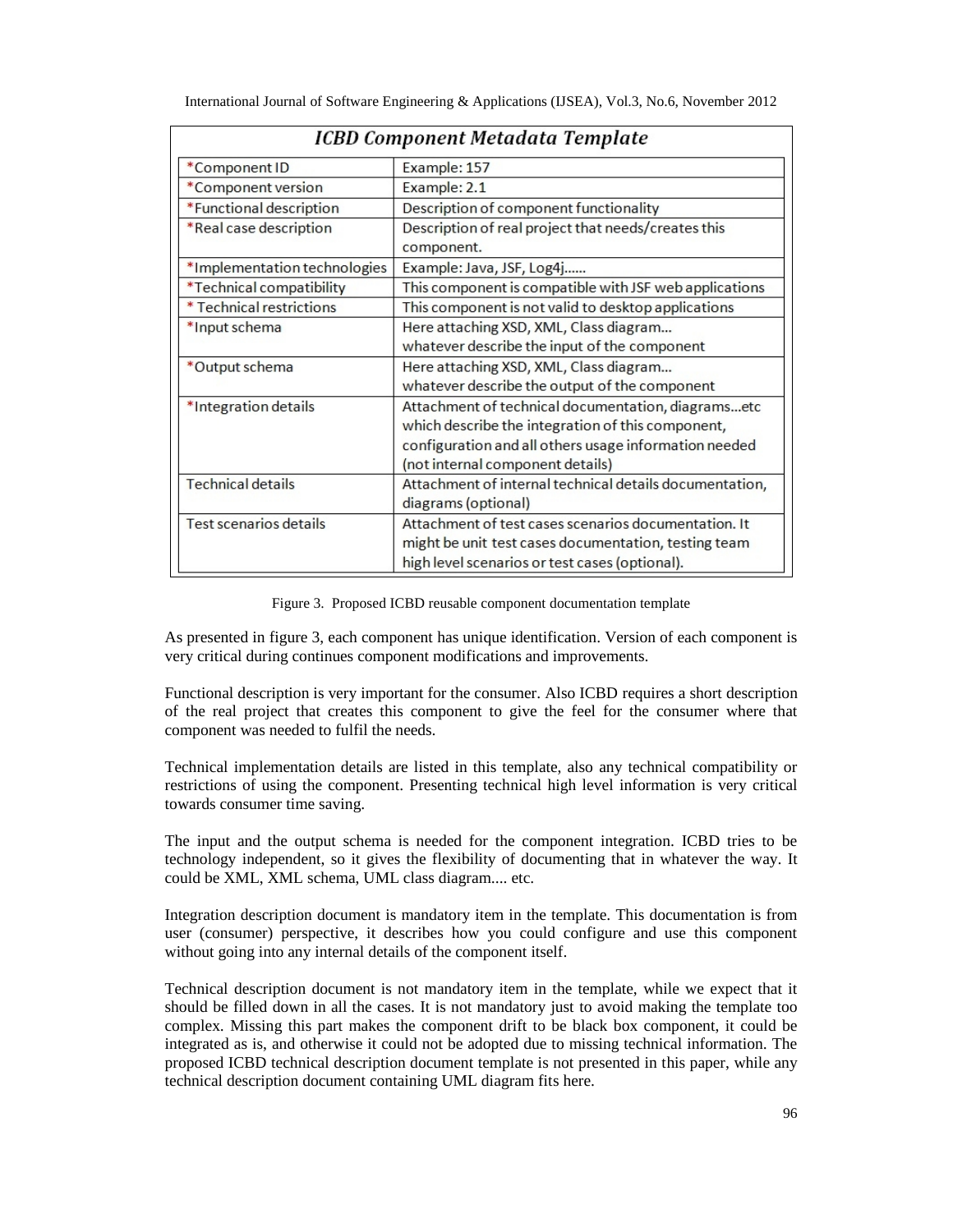**ICBD Component Metadata Template**

| Field | Description |
|---|---|
| *Component ID | Example: 157 |
| *Component version | Example: 2.1 |
| *Functional description | Description of component functionality |
| *Real case description | Description of real project that needs/creates this component. |
| *Implementation technologies | Example: Java, JSF, Log4j...... |
| *Technical compatibility | This component is compatible with JSF web applications |
| * Technical restrictions | This component is not valid to desktop applications |
| *Input schema | Here attaching XSD, XML, Class diagram... whatever describe the input of the component |
| *Output schema | Here attaching XSD, XML, Class diagram... whatever describe the output of the component |
| *Integration details | Attachment of technical documentation, diagrams...etc which describe the integration of this component, configuration and all others usage information needed (not internal component details) |
| Technical details | Attachment of internal technical details documentation, diagrams (optional) |
| Test scenarios details | Attachment of test cases scenarios documentation. It might be unit test cases documentation, testing team high level scenarios or test cases (optional). |

Figure 3. Proposed ICBD reusable component documentation template

As presented in figure 3, each component has unique identification. Version of each component is very critical during continues component modifications and improvements.

Functional description is very important for the consumer. Also ICBD requires a short description of the real project that creates this component to give the feel for the consumer where that component was needed to fulfil the needs.

Technical implementation details are listed in this template, also any technical compatibility or restrictions of using the component. Presenting technical high level information is very critical towards consumer time saving.

The input and the output schema is needed for the component integration. ICBD tries to be technology independent, so it gives the flexibility of documenting that in whatever the way. It could be XML, XML schema, UML class diagram.... etc.

Integration description document is mandatory item in the template. This documentation is from user (consumer) perspective, it describes how you could configure and use this component without going into any internal details of the component itself.

Technical description document is not mandatory item in the template, while we expect that it should be filled down in all the cases. It is not mandatory just to avoid making the template too complex. Missing this part makes the component drift to be black box component, it could be integrated as is, and otherwise it could not be adopted due to missing technical information. The proposed ICBD technical description document template is not presented in this paper, while any technical description document containing UML diagram fits here.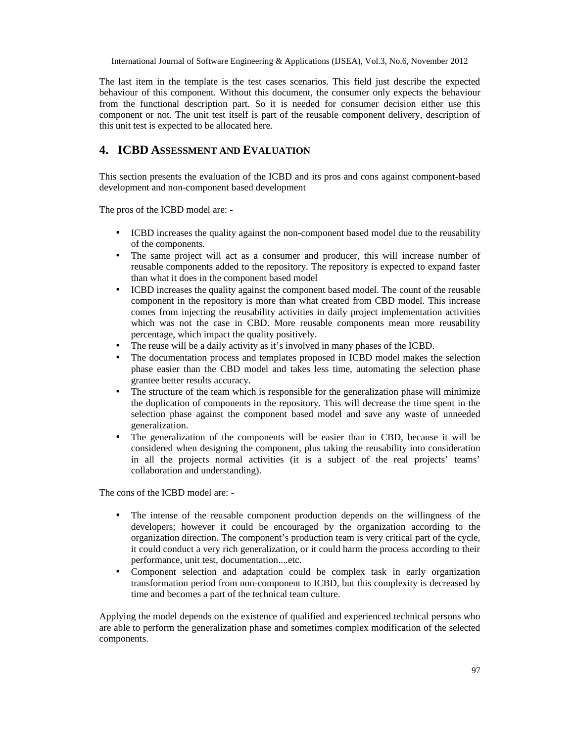The last item in the template is the test cases scenarios. This field just describe the expected behaviour of this component. Without this document, the consumer only expects the behaviour from the functional description part. So it is needed for consumer decision either use this component or not. The unit test itself is part of the reusable component delivery, description of this unit test is expected to be allocated here.

## 4. ICBD ASSESSMENT AND EVALUATION

This section presents the evaluation of the ICBD and its pros and cons against component-based development and non-component based development

The pros of the ICBD model are: -

- ICBD increases the quality against the non-component based model due to the reusability of the components.
- The same project will act as a consumer and producer, this will increase number of reusable components added to the repository. The repository is expected to expand faster than what it does in the component based model
- ICBD increases the quality against the component based model. The count of the reusable component in the repository is more than what created from CBD model. This increase comes from injecting the reusability activities in daily project implementation activities which was not the case in CBD. More reusable components mean more reusability percentage, which impact the quality positively.
- The reuse will be a daily activity as it's involved in many phases of the ICBD.
- The documentation process and templates proposed in ICBD model makes the selection phase easier than the CBD model and takes less time, automating the selection phase grantee better results accuracy.
- The structure of the team which is responsible for the generalization phase will minimize the duplication of components in the repository. This will decrease the time spent in the selection phase against the component based model and save any waste of unneeded generalization.
- The generalization of the components will be easier than in CBD, because it will be considered when designing the component, plus taking the reusability into consideration in all the projects normal activities (it is a subject of the real projects' teams' collaboration and understanding).

The cons of the ICBD model are: -

- The intense of the reusable component production depends on the willingness of the developers; however it could be encouraged by the organization according to the organization direction. The component's production team is very critical part of the cycle, it could conduct a very rich generalization, or it could harm the process according to their performance, unit test, documentation....etc.
- Component selection and adaptation could be complex task in early organization transformation period from non-component to ICBD, but this complexity is decreased by time and becomes a part of the technical team culture.

Applying the model depends on the existence of qualified and experienced technical persons who are able to perform the generalization phase and sometimes complex modification of the selected components.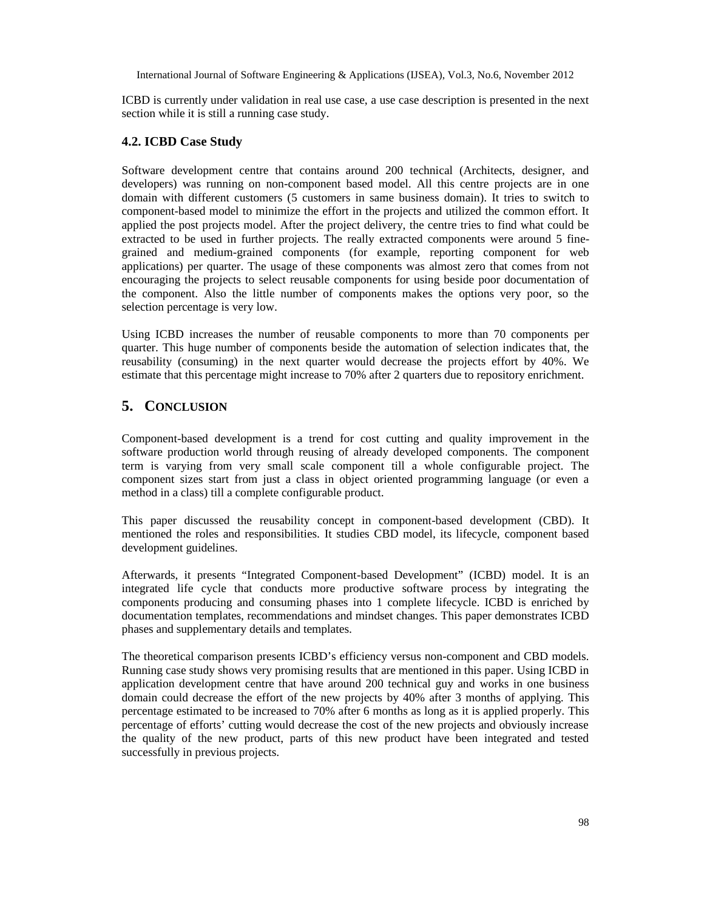ICBD is currently under validation in real use case, a use case description is presented in the next section while it is still a running case study.

### 4.2. ICBD Case Study

Software development centre that contains around 200 technical (Architects, designer, and developers) was running on non-component based model. All this centre projects are in one domain with different customers (5 customers in same business domain). It tries to switch to component-based model to minimize the effort in the projects and utilized the common effort. It applied the post projects model. After the project delivery, the centre tries to find what could be extracted to be used in further projects. The really extracted components were around 5 fine-grained and medium-grained components (for example, reporting component for web applications) per quarter. The usage of these components was almost zero that comes from not encouraging the projects to select reusable components for using beside poor documentation of the component. Also the little number of components makes the options very poor, so the selection percentage is very low.

Using ICBD increases the number of reusable components to more than 70 components per quarter. This huge number of components beside the automation of selection indicates that, the reusability (consuming) in the next quarter would decrease the projects effort by 40%. We estimate that this percentage might increase to 70% after 2 quarters due to repository enrichment.

## 5. CONCLUSION

Component-based development is a trend for cost cutting and quality improvement in the software production world through reusing of already developed components. The component term is varying from very small scale component till a whole configurable project. The component sizes start from just a class in object oriented programming language (or even a method in a class) till a complete configurable product.

This paper discussed the reusability concept in component-based development (CBD). It mentioned the roles and responsibilities. It studies CBD model, its lifecycle, component based development guidelines.

Afterwards, it presents "Integrated Component-based Development" (ICBD) model. It is an integrated life cycle that conducts more productive software process by integrating the components producing and consuming phases into 1 complete lifecycle. ICBD is enriched by documentation templates, recommendations and mindset changes. This paper demonstrates ICBD phases and supplementary details and templates.

The theoretical comparison presents ICBD's efficiency versus non-component and CBD models. Running case study shows very promising results that are mentioned in this paper. Using ICBD in application development centre that have around 200 technical guy and works in one business domain could decrease the effort of the new projects by 40% after 3 months of applying. This percentage estimated to be increased to 70% after 6 months as long as it is applied properly. This percentage of efforts' cutting would decrease the cost of the new projects and obviously increase the quality of the new product, parts of this new product have been integrated and tested successfully in previous projects.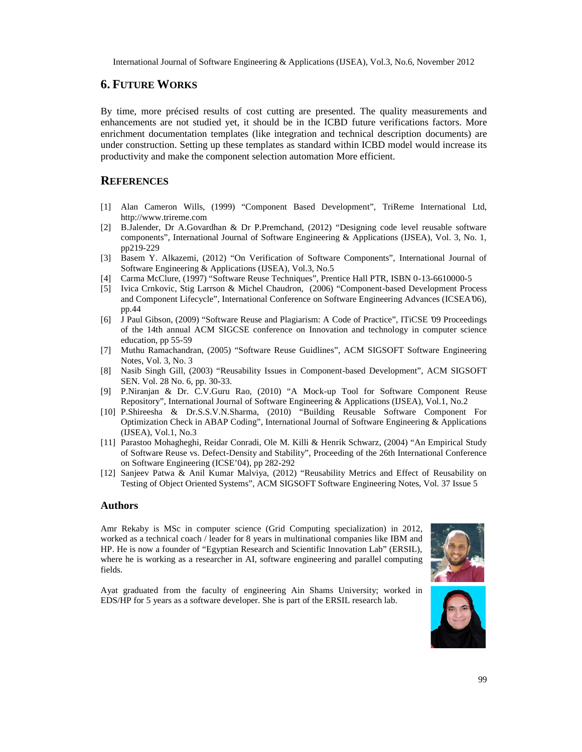## 6. FUTURE WORKS

By time, more précised results of cost cutting are presented. The quality measurements and enhancements are not studied yet, it should be in the ICBD future verifications factors. More enrichment documentation templates (like integration and technical description documents) are under construction. Setting up these templates as standard within ICBD model would increase its productivity and make the component selection automation More efficient.

## REFERENCES

[1] Alan Cameron Wills, (1999) "Component Based Development", TriReme International Ltd, http://www.trireme.com
[2] B.Jalender, Dr A.Govardhan & Dr P.Premchand, (2012) "Designing code level reusable software components", International Journal of Software Engineering & Applications (IJSEA), Vol. 3, No. 1, pp219-229
[3] Basem Y. Alkazemi, (2012) "On Verification of Software Components", International Journal of Software Engineering & Applications (IJSEA), Vol.3, No.5
[4] Carma McClure, (1997) "Software Reuse Techniques", Prentice Hall PTR, ISBN 0-13-6610000-5
[5] Ivica Crnkovic, Stig Larrson & Michel Chaudron, (2006) "Component-based Development Process and Component Lifecycle", International Conference on Software Engineering Advances (ICSEA'06), pp.44
[6] J Paul Gibson, (2009) "Software Reuse and Plagiarism: A Code of Practice", ITiCSE '09 Proceedings of the 14th annual ACM SIGCSE conference on Innovation and technology in computer science education, pp 55-59
[7] Muthu Ramachandran, (2005) "Software Reuse Guidlines", ACM SIGSOFT Software Engineering Notes, Vol. 3, No. 3
[8] Nasib Singh Gill, (2003) "Reusability Issues in Component-based Development", ACM SIGSOFT SEN. Vol. 28 No. 6, pp. 30-33.
[9] P.Niranjan & Dr. C.V.Guru Rao, (2010) "A Mock-up Tool for Software Component Reuse Repository", International Journal of Software Engineering & Applications (IJSEA), Vol.1, No.2
[10] P.Shireesha & Dr.S.S.V.N.Sharma, (2010) "Building Reusable Software Component For Optimization Check in ABAP Coding", International Journal of Software Engineering & Applications (IJSEA), Vol.1, No.3
[11] Parastoo Mohagheghi, Reidar Conradi, Ole M. Killi & Henrik Schwarz, (2004) "An Empirical Study of Software Reuse vs. Defect-Density and Stability", Proceeding of the 26th International Conference on Software Engineering (ICSE'04), pp 282-292
[12] Sanjeev Patwa & Anil Kumar Malviya, (2012) "Reusability Metrics and Effect of Reusability on Testing of Object Oriented Systems", ACM SIGSOFT Software Engineering Notes, Vol. 37 Issue 5

## Authors

Amr Rekaby is MSc in computer science (Grid Computing specialization) in 2012, worked as a technical coach / leader for 8 years in multinational companies like IBM and HP. He is now a founder of "Egyptian Research and Scientific Innovation Lab" (ERSIL), where he is working as a researcher in AI, software engineering and parallel computing fields.

Ayat graduated from the faculty of engineering Ain Shams University; worked in EDS/HP for 5 years as a software developer. She is part of the ERSIL research lab.